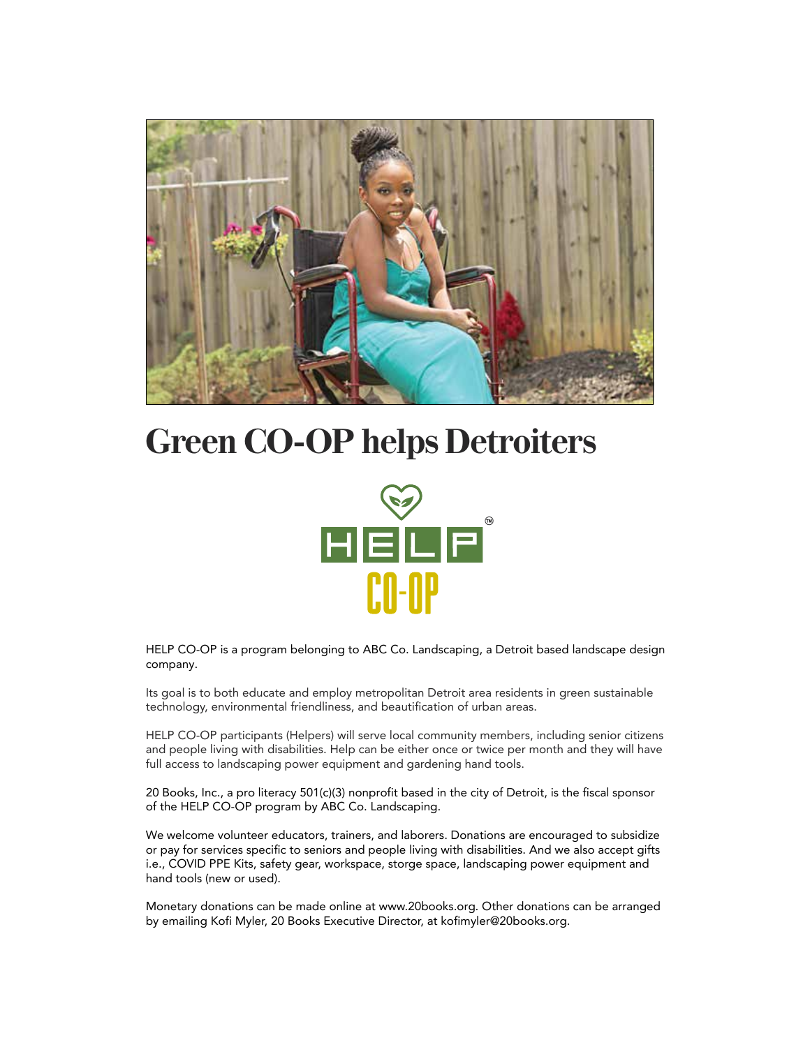# Green CO-OP helps Detroiters

HELP CO-OP

HELP CO-OP is a program belonging to ABC Co. Landscaping, a Detroit based landscape design company.

Its goal is to both educate and employ metropolitan Detroit area residents in green sustainable technology, environmental friendliness, and beautification of urban areas.

HELP CO-OP participants (Helpers) will serve local community members, including senior citizens and people living with disabilities. Help can be either once or twice per month and they will have full access to landscaping power equipment and gardening hand tools.

20 Books, Inc., a pro literacy 501(c)(3) nonprofit based in the city of Detroit, is the fiscal sponsor of the HELP CO-OP program by ABC Co. Landscaping.

We welcome volunteer educators, trainers, and laborers. Donations are encouraged to subsidize or pay for services specific to seniors and people living with disabilities. And we also accept gifts i.e., COVID PPE Kits, safety gear, workspace, storge space, landscaping power equipment and hand tools (new or used).

Monetary donations can be made online at www.20books.org. Other donations can be arranged by emailing Kofi Myler, 20 Books Executive Director, at kofimyler@20books.org.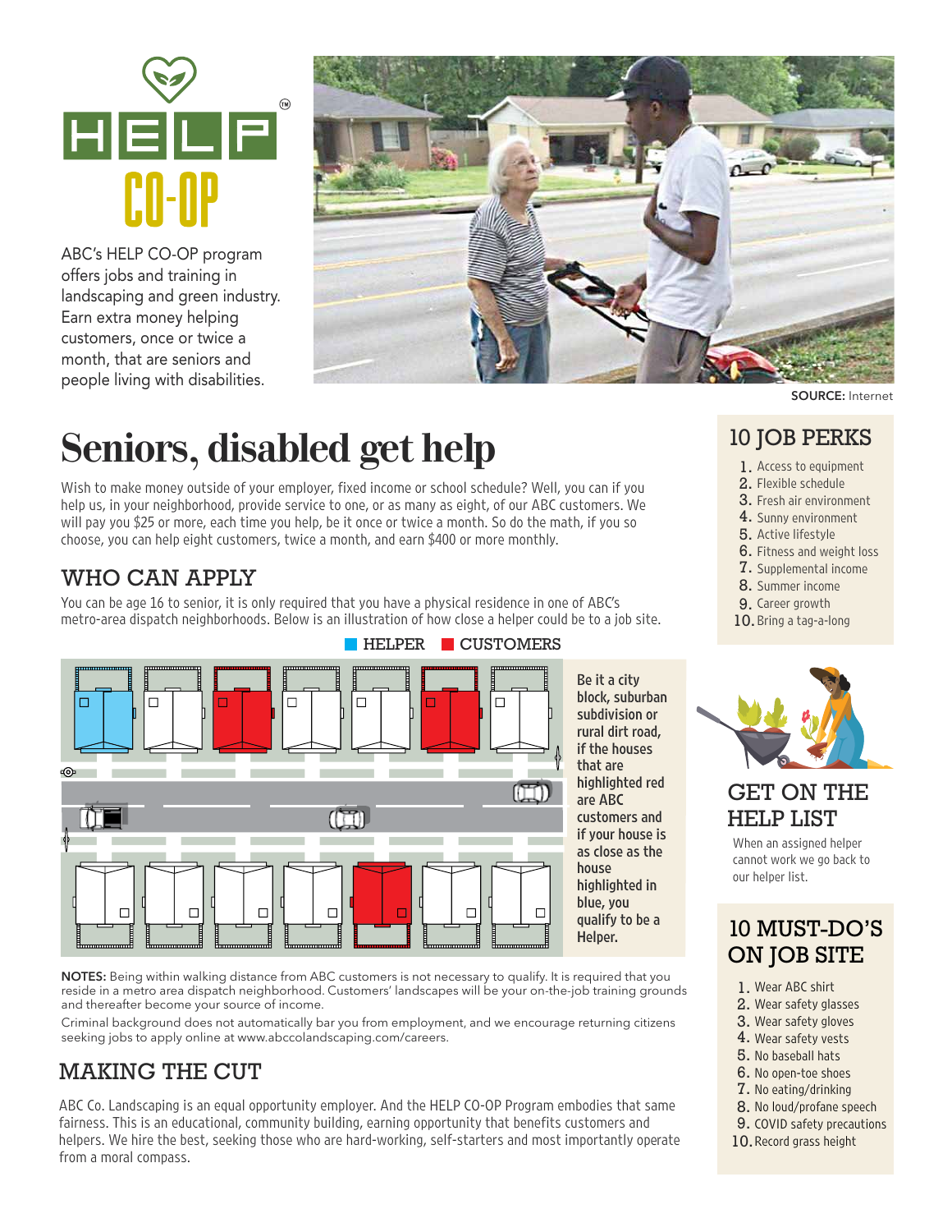# HELP CO-OP

ABC's HELP CO-OP program offers jobs and training in landscaping and green industry. Earn extra money helping customers, once or twice a month, that are seniors and people living with disabilities.

SOURCE: Internet

# Seniors, disabled get help

Wish to make money outside of your employer, fixed income or school schedule? Well, you can if you help us, in your neighborhood, provide service to one, or as many as eight, of our ABC customers. We will pay you $25 or more, each time you help, be it once or twice a month. So do the math, if you so choose, you can help eight customers, twice a month, and earn $400 or more monthly.

## WHO CAN APPLY

You can be age 16 to senior, it is only required that you have a physical residence in one of ABC's metro-area dispatch neighborhoods. Below is an illustration of how close a helper could be to a job site.

HELPER CUSTOMERS

**Be it a city block, suburban subdivision or rural dirt road, if the houses that are highlighted red are ABC customers and if your house is as close as the house highlighted in blue, you qualify to be a Helper.**

**NOTES:** Being within walking distance from ABC customers is not necessary to qualify. It is required that you reside in a metro area dispatch neighborhood. Customers' landscapes will be your on-the-job training grounds and thereafter become your source of income.

Criminal background does not automatically bar you from employment, and we encourage returning citizens seeking jobs to apply online at www.abccolandscaping.com/careers.

## MAKING THE CUT

ABC Co. Landscaping is an equal opportunity employer. And the HELP CO-OP Program embodies that same fairness. This is an educational, community building, earning opportunity that benefits customers and helpers. We hire the best, seeking those who are hard-working, self-starters and most importantly operate from a moral compass.

## 10 JOB PERKS

1. Access to equipment
2. Flexible schedule
3. Fresh air environment
4. Sunny environment
5. Active lifestyle
6. Fitness and weight loss
7. Supplemental income
8. Summer income
9. Career growth
10. Bring a tag-a-long

## GET ON THE HELP LIST

When an assigned helper cannot work we go back to our helper list.

## 10 MUST-DO'S ON JOB SITE

1. Wear ABC shirt
2. Wear safety glasses
3. Wear safety gloves
4. Wear safety vests
5. No baseball hats
6. No open-toe shoes
7. No eating/drinking
8. No loud/profane speech
9. COVID safety precautions
10. Record grass height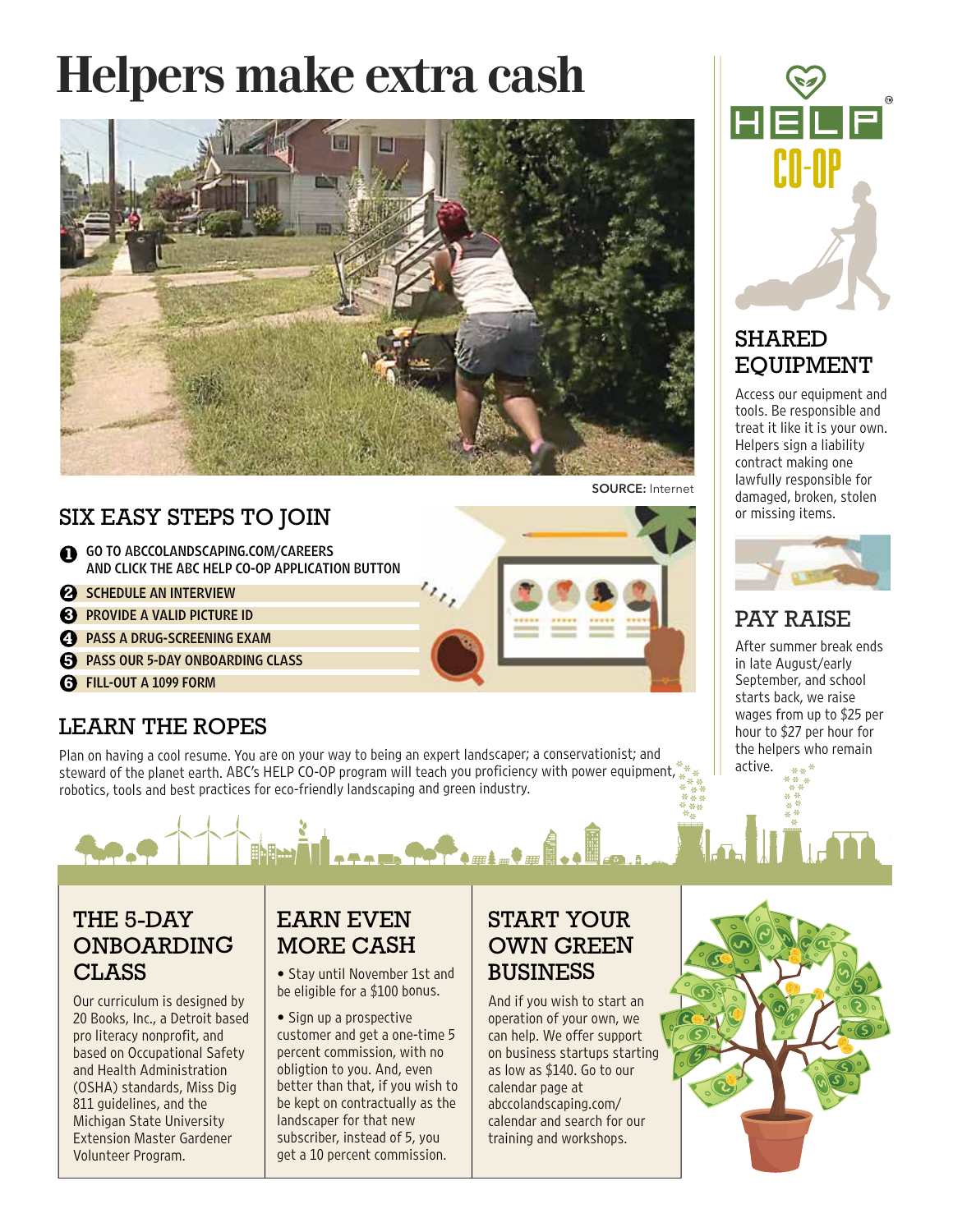# Helpers make extra cash

SOURCE: Internet

## SIX EASY STEPS TO JOIN

1. GO TO ABCCOLANDSCAPING.COM/CAREERS AND CLICK THE ABC HELP CO-OP APPLICATION BUTTON
2. SCHEDULE AN INTERVIEW
3. PROVIDE A VALID PICTURE ID
4. PASS A DRUG-SCREENING EXAM
5. PASS OUR 5-DAY ONBOARDING CLASS
6. FILL-OUT A 1099 FORM

## LEARN THE ROPES

Plan on having a cool resume. You are on your way to being an expert landscaper; a conservationist; and steward of the planet earth. ABC's HELP CO-OP program will teach you proficiency with power equipment, robotics, tools and best practices for eco-friendly landscaping and green industry.

HELP CO-OP

## SHARED EQUIPMENT

Access our equipment and tools. Be responsible and treat it like it is your own. Helpers sign a liability contract making one lawfully responsible for damaged, broken, stolen or missing items.

## PAY RAISE

After summer break ends in late August/early September, and school starts back, we raise wages from up to $25 per hour to $27 per hour for the helpers who remain active.

## THE 5-DAY ONBOARDING CLASS

Our curriculum is designed by 20 Books, Inc., a Detroit based pro literacy nonprofit, and based on Occupational Safety and Health Administration (OSHA) standards, Miss Dig 811 guidelines, and the Michigan State University Extension Master Gardener Volunteer Program.

## EARN EVEN MORE CASH

- Stay until November 1st and be eligible for a $100 bonus.
- Sign up a prospective customer and get a one-time 5 percent commission, with no obligtion to you. And, even better than that, if you wish to be kept on contractually as the landscaper for that new subscriber, instead of 5, you get a 10 percent commission.

## START YOUR OWN GREEN BUSINESS

And if you wish to start an operation of your own, we can help. We offer support on business startups starting as low as $140. Go to our calendar page at abccolandscaping.com/calendar and search for our training and workshops.